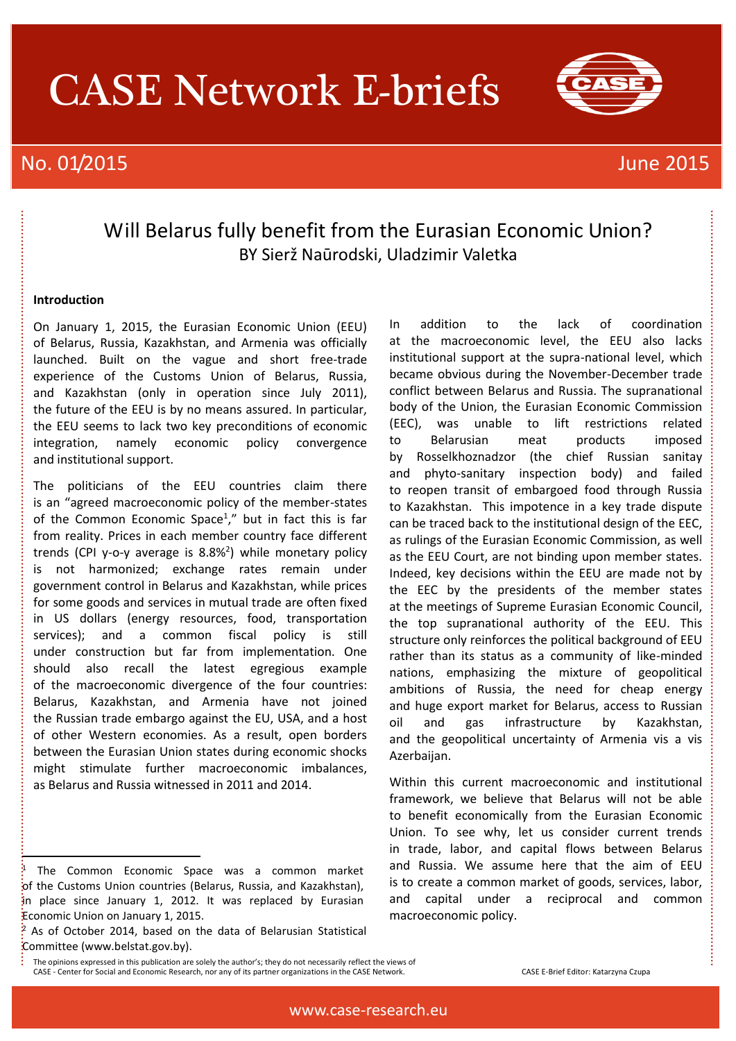# CASE Network E-briefs

No. 01/2015 June 2015

## Will Belarus fully benefit from the Eurasian Economic Union?

BY Sierž Naūrodski, Uladzimir Valetka

### Introduction

On January 1, 2015, the Eurasian Economic Union (EEU) of Belarus, Russia, Kazakhstan, and Armenia was officially launched. Built on the vague and short free-trade experience of the Customs Union of Belarus, Russia, and Kazakhstan (only in operation since July 2011), the future of the EEU is by no means assured. In particular, the EEU seems to lack two key preconditions of economic integration, namely economic policy convergence and institutional support.

The politicians of the EEU countries claim there is an "agreed macroeconomic policy of the member-states of the Common Economic Space[1]," but in fact this is far from reality. Prices in each member country face different trends (CPI y-o-y average is 8.8%[2]) while monetary policy is not harmonized; exchange rates remain under government control in Belarus and Kazakhstan, while prices for some goods and services in mutual trade are often fixed in US dollars (energy resources, food, transportation services); and a common fiscal policy is still under construction but far from implementation. One should also recall the latest egregious example of the macroeconomic divergence of the four countries: Belarus, Kazakhstan, and Armenia have not joined the Russian trade embargo against the EU, USA, and a host of other Western economies. As a result, open borders between the Eurasian Union states during economic shocks might stimulate further macroeconomic imbalances, as Belarus and Russia witnessed in 2011 and 2014.

In addition to the lack of coordination at the macroeconomic level, the EEU also lacks institutional support at the supra-national level, which became obvious during the November-December trade conflict between Belarus and Russia. The supranational body of the Union, the Eurasian Economic Commission (EEC), was unable to lift restrictions related to Belarusian meat products imposed by Rosselkhoznadzor (the chief Russian sanitay and phyto-sanitary inspection body) and failed to reopen transit of embargoed food through Russia to Kazakhstan. This impotence in a key trade dispute can be traced back to the institutional design of the EEC, as rulings of the Eurasian Economic Commission, as well as the EEU Court, are not binding upon member states. Indeed, key decisions within the EEU are made not by the EEC by the presidents of the member states at the meetings of Supreme Eurasian Economic Council, the top supranational authority of the EEU. This structure only reinforces the political background of EEU rather than its status as a community of like-minded nations, emphasizing the mixture of geopolitical ambitions of Russia, the need for cheap energy and huge export market for Belarus, access to Russian oil and gas infrastructure by Kazakhstan, and the geopolitical uncertainty of Armenia vis a vis Azerbaijan.

Within this current macroeconomic and institutional framework, we believe that Belarus will not be able to benefit economically from the Eurasian Economic Union. To see why, let us consider current trends in trade, labor, and capital flows between Belarus and Russia. We assume here that the aim of EEU is to create a common market of goods, services, labor, and capital under a reciprocal and common macroeconomic policy.

---

[1] The Common Economic Space was a common market of the Customs Union countries (Belarus, Russia, and Kazakhstan), in place since January 1, 2012. It was replaced by Eurasian Economic Union on January 1, 2015.

[2] As of October 2014, based on the data of Belarusian Statistical Committee (www.belstat.gov.by).

The opinions expressed in this publication are solely the author's; they do not necessarily reflect the views of CASE - Center for Social and Economic Research, nor any of its partner organizations in the CASE Network.

CASE E-Brief Editor: Katarzyna Czupa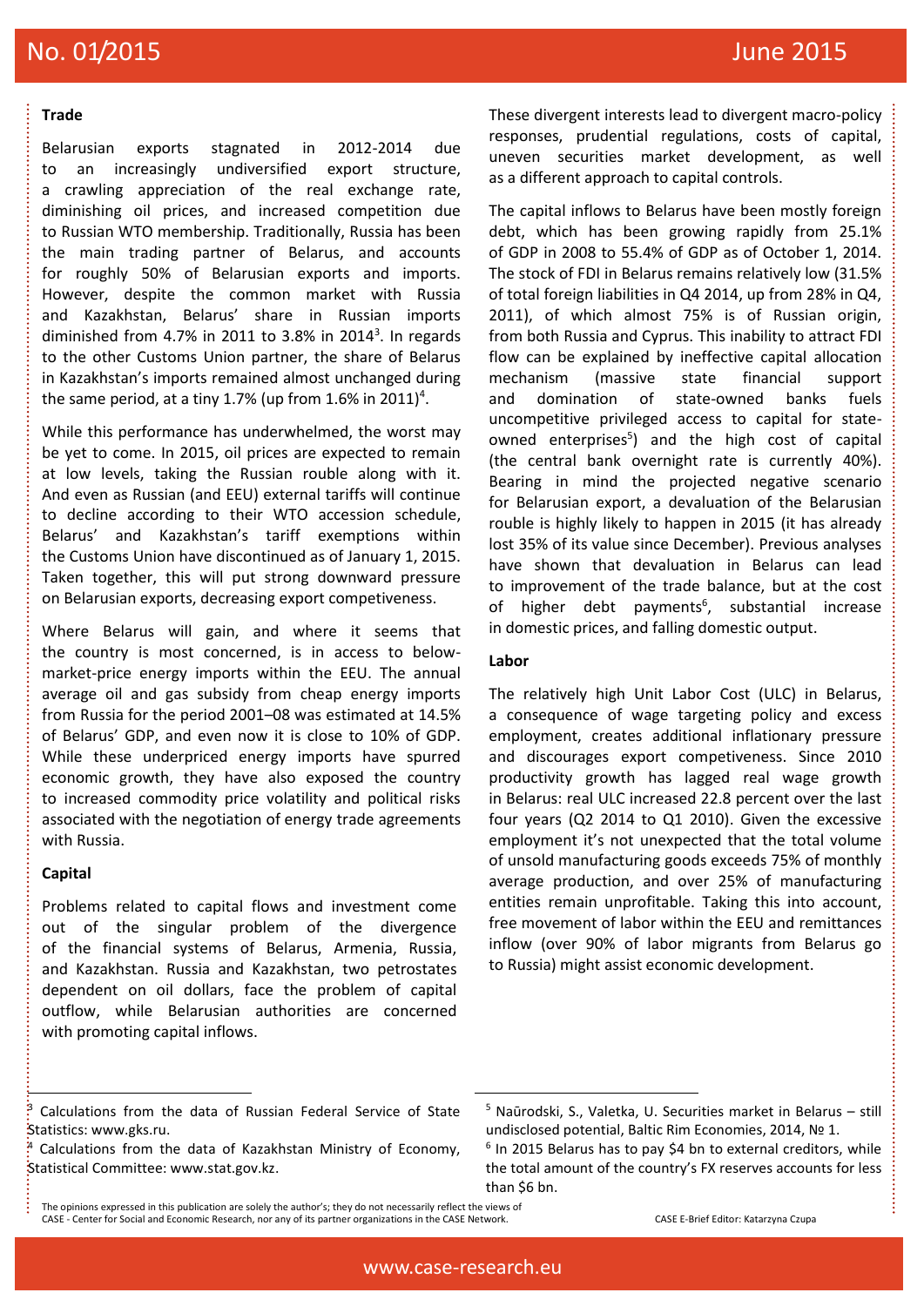**Trade**

Belarusian exports stagnated in 2012-2014 due to an increasingly undiversified export structure, a crawling appreciation of the real exchange rate, diminishing oil prices, and increased competition due to Russian WTO membership. Traditionally, Russia has been the main trading partner of Belarus, and accounts for roughly 50% of Belarusian exports and imports. However, despite the common market with Russia and Kazakhstan, Belarus' share in Russian imports diminished from 4.7% in 2011 to 3.8% in 2014[3]. In regards to the other Customs Union partner, the share of Belarus in Kazakhstan's imports remained almost unchanged during the same period, at a tiny 1.7% (up from 1.6% in 2011)[4].

While this performance has underwhelmed, the worst may be yet to come. In 2015, oil prices are expected to remain at low levels, taking the Russian rouble along with it. And even as Russian (and EEU) external tariffs will continue to decline according to their WTO accession schedule, Belarus' and Kazakhstan's tariff exemptions within the Customs Union have discontinued as of January 1, 2015. Taken together, this will put strong downward pressure on Belarusian exports, decreasing export competiveness.

Where Belarus will gain, and where it seems that the country is most concerned, is in access to below-market-price energy imports within the EEU. The annual average oil and gas subsidy from cheap energy imports from Russia for the period 2001–08 was estimated at 14.5% of Belarus' GDP, and even now it is close to 10% of GDP. While these underpriced energy imports have spurred economic growth, they have also exposed the country to increased commodity price volatility and political risks associated with the negotiation of energy trade agreements with Russia.

**Capital**

Problems related to capital flows and investment come out of the singular problem of the divergence of the financial systems of Belarus, Armenia, Russia, and Kazakhstan. Russia and Kazakhstan, two petrostates dependent on oil dollars, face the problem of capital outflow, while Belarusian authorities are concerned with promoting capital inflows.

These divergent interests lead to divergent macro-policy responses, prudential regulations, costs of capital, uneven securities market development, as well as a different approach to capital controls.

The capital inflows to Belarus have been mostly foreign debt, which has been growing rapidly from 25.1% of GDP in 2008 to 55.4% of GDP as of October 1, 2014. The stock of FDI in Belarus remains relatively low (31.5% of total foreign liabilities in Q4 2014, up from 28% in Q4, 2011), of which almost 75% is of Russian origin, from both Russia and Cyprus. This inability to attract FDI flow can be explained by ineffective capital allocation mechanism (massive state financial support and domination of state-owned banks fuels uncompetitive privileged access to capital for state-owned enterprises[5]) and the high cost of capital (the central bank overnight rate is currently 40%). Bearing in mind the projected negative scenario for Belarusian export, a devaluation of the Belarusian rouble is highly likely to happen in 2015 (it has already lost 35% of its value since December). Previous analyses have shown that devaluation in Belarus can lead to improvement of the trade balance, but at the cost of higher debt payments[6], substantial increase in domestic prices, and falling domestic output.

**Labor**

The relatively high Unit Labor Cost (ULC) in Belarus, a consequence of wage targeting policy and excess employment, creates additional inflationary pressure and discourages export competiveness. Since 2010 productivity growth has lagged real wage growth in Belarus: real ULC increased 22.8 percent over the last four years (Q2 2014 to Q1 2010). Given the excessive employment it's not unexpected that the total volume of unsold manufacturing goods exceeds 75% of monthly average production, and over 25% of manufacturing entities remain unprofitable. Taking this into account, free movement of labor within the EEU and remittances inflow (over 90% of labor migrants from Belarus go to Russia) might assist economic development.

---

[3] Calculations from the data of Russian Federal Service of State Statistics: www.gks.ru.

[4] Calculations from the data of Kazakhstan Ministry of Economy, Statistical Committee: www.stat.gov.kz.

[5] Naūrodski, S., Valetka, U. Securities market in Belarus – still undisclosed potential, Baltic Rim Economies, 2014, № 1.

[6] In 2015 Belarus has to pay $4 bn to external creditors, while the total amount of the country's FX reserves accounts for less than $6 bn.

The opinions expressed in this publication are solely the author's; they do not necessarily reflect the views of CASE - Center for Social and Economic Research, nor any of its partner organizations in the CASE Network.

CASE E-Brief Editor: Katarzyna Czupa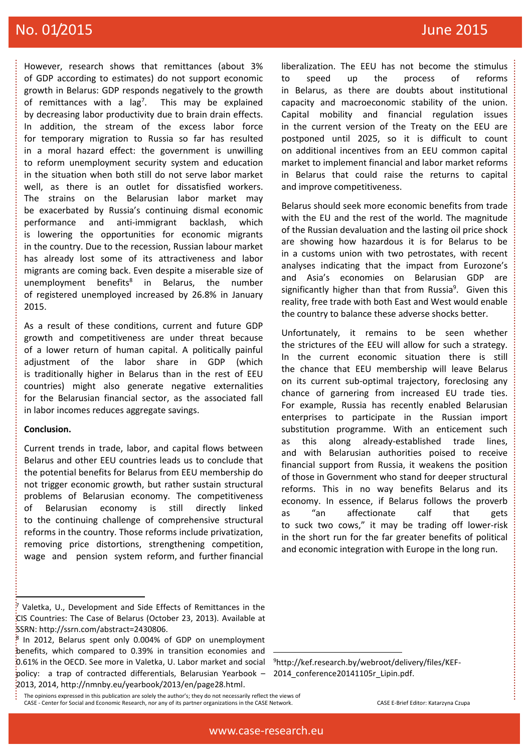However, research shows that remittances (about 3% of GDP according to estimates) do not support economic growth in Belarus: GDP responds negatively to the growth of remittances with a lag[7]. This may be explained by decreasing labor productivity due to brain drain effects. In addition, the stream of the excess labor force for temporary migration to Russia so far has resulted in a moral hazard effect: the government is unwilling to reform unemployment security system and education in the situation when both still do not serve labor market well, as there is an outlet for dissatisfied workers. The strains on the Belarusian labor market may be exacerbated by Russia's continuing dismal economic performance and anti-immigrant backlash, which is lowering the opportunities for economic migrants in the country. Due to the recession, Russian labour market has already lost some of its attractiveness and labor migrants are coming back. Even despite a miserable size of unemployment benefits[8] in Belarus, the number of registered unemployed increased by 26.8% in January 2015.

As a result of these conditions, current and future GDP growth and competitiveness are under threat because of a lower return of human capital. A politically painful adjustment of the labor share in GDP (which is traditionally higher in Belarus than in the rest of EEU countries) might also generate negative externalities for the Belarusian financial sector, as the associated fall in labor incomes reduces aggregate savings.

**Conclusion.**

Current trends in trade, labor, and capital flows between Belarus and other EEU countries leads us to conclude that the potential benefits for Belarus from EEU membership do not trigger economic growth, but rather sustain structural problems of Belarusian economy. The competitiveness of Belarusian economy is still directly linked to the continuing challenge of comprehensive structural reforms in the country. Those reforms include privatization, removing price distortions, strengthening competition, wage and pension system reform, and further financial liberalization. The EEU has not become the stimulus to speed up the process of reforms in Belarus, as there are doubts about institutional capacity and macroeconomic stability of the union. Capital mobility and financial regulation issues in the current version of the Treaty on the EEU are postponed until 2025, so it is difficult to count on additional incentives from an EEU common capital market to implement financial and labor market reforms in Belarus that could raise the returns to capital and improve competitiveness.

Belarus should seek more economic benefits from trade with the EU and the rest of the world. The magnitude of the Russian devaluation and the lasting oil price shock are showing how hazardous it is for Belarus to be in a customs union with two petrostates, with recent analyses indicating that the impact from Eurozone's and Asia's economies on Belarusian GDP are significantly higher than that from Russia[9]. Given this reality, free trade with both East and West would enable the country to balance these adverse shocks better.

Unfortunately, it remains to be seen whether the strictures of the EEU will allow for such a strategy. In the current economic situation there is still the chance that EEU membership will leave Belarus on its current sub-optimal trajectory, foreclosing any chance of garnering from increased EU trade ties. For example, Russia has recently enabled Belarusian enterprises to participate in the Russian import substitution programme. With an enticement such as this along already-established trade lines, and with Belarusian authorities poised to receive financial support from Russia, it weakens the position of those in Government who stand for deeper structural reforms. This in no way benefits Belarus and its economy. In essence, if Belarus follows the proverb as "an affectionate calf that gets to suck two cows," it may be trading off lower-risk in the short run for the far greater benefits of political and economic integration with Europe in the long run.

---

[7] Valetka, U., Development and Side Effects of Remittances in the CIS Countries: The Case of Belarus (October 23, 2013). Available at SSRN: http://ssrn.com/abstract=2430806.

[8] In 2012, Belarus spent only 0.004% of GDP on unemployment benefits, which compared to 0.39% in transition economies and 0.61% in the OECD. See more in Valetka, U. Labor market and social policy: a trap of contracted differentials, Belarusian Yearbook – 2013, 2014, http://nmnby.eu/yearbook/2013/en/page28.html.

[9] http://kef.research.by/webroot/delivery/files/KEF-2014_conference20141105r_Lipin.pdf.

The opinions expressed in this publication are solely the author's; they do not necessarily reflect the views of CASE - Center for Social and Economic Research, nor any of its partner organizations in the CASE Network.

CASE E-Brief Editor: Katarzyna Czupa